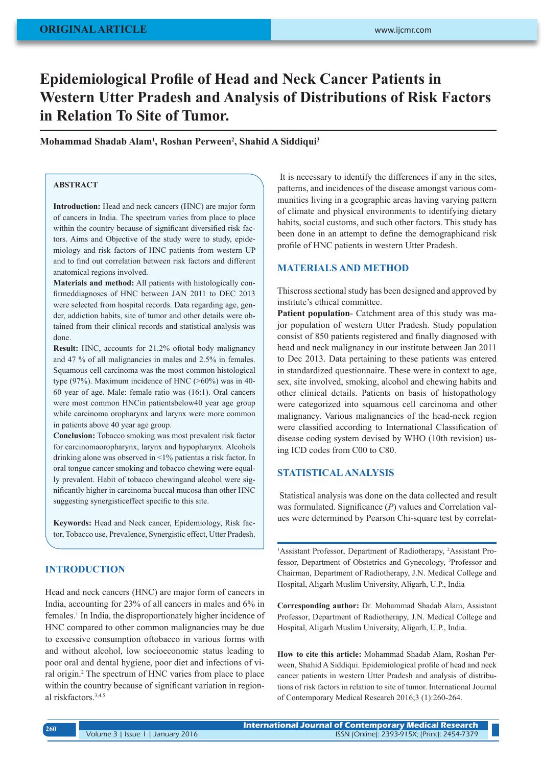ORIGINAL ARTICLE

# Epidemiological Profile of Head and Neck Cancer Patients in Western Utter Pradesh and Analysis of Distributions of Risk Factors in Relation To Site of Tumor.

**Mohammad Shadab Alam[1], Roshan Perween[2], Shahid A Siddiqui[3]**

## ABSTRACT

**Introduction:** Head and neck cancers (HNC) are major form of cancers in India. The spectrum varies from place to place within the country because of significant diversified risk factors. Aims and Objective of the study were to study, epidemiology and risk factors of HNC patients from western UP and to find out correlation between risk factors and different anatomical regions involved.

**Materials and method:** All patients with histologically confirmeddiagnoses of HNC between JAN 2011 to DEC 2013 were selected from hospital records. Data regarding age, gender, addiction habits, site of tumor and other details were obtained from their clinical records and statistical analysis was done.

**Result:** HNC, accounts for 21.2% oftotal body malignancy and 47 % of all malignancies in males and 2.5% in females. Squamous cell carcinoma was the most common histological type (97%). Maximum incidence of HNC (>60%) was in 40-60 year of age. Male: female ratio was (16:1). Oral cancers were most common HNCin patientsbelow40 year age group while carcinoma oropharynx and larynx were more common in patients above 40 year age group.

**Conclusion:** Tobacco smoking was most prevalent risk factor for carcinomaoropharynx, larynx and hypopharynx. Alcohols drinking alone was observed in <1% patientas a risk factor. In oral tongue cancer smoking and tobacco chewing were equally prevalent. Habit of tobacco chewingand alcohol were significantly higher in carcinoma buccal mucosa than other HNC suggesting synergisticeffect specific to this site.

**Keywords:** Head and Neck cancer, Epidemiology, Risk factor, Tobacco use, Prevalence, Synergistic effect, Utter Pradesh.

## INTRODUCTION

Head and neck cancers (HNC) are major form of cancers in India, accounting for 23% of all cancers in males and 6% in females.[1] In India, the disproportionately higher incidence of HNC compared to other common malignancies may be due to excessive consumption oftobacco in various forms with and without alcohol, low socioeconomic status leading to poor oral and dental hygiene, poor diet and infections of viral origin.[2] The spectrum of HNC varies from place to place within the country because of significant variation in regional riskfactors.[3,4,5]

It is necessary to identify the differences if any in the sites, patterns, and incidences of the disease amongst various communities living in a geographic areas having varying pattern of climate and physical environments to identifying dietary habits, social customs, and such other factors. This study has been done in an attempt to define the demographicand risk profile of HNC patients in western Utter Pradesh.

## MATERIALS AND METHOD

Thiscross sectional study has been designed and approved by institute's ethical committee.

**Patient population**- Catchment area of this study was major population of western Utter Pradesh. Study population consist of 850 patients registered and finally diagnosed with head and neck malignancy in our institute between Jan 2011 to Dec 2013. Data pertaining to these patients was entered in standardized questionnaire. These were in context to age, sex, site involved, smoking, alcohol and chewing habits and other clinical details. Patients on basis of histopathology were categorized into squamous cell carcinoma and other malignancy. Various malignancies of the head-neck region were classified according to International Classification of disease coding system devised by WHO (10th revision) using ICD codes from C00 to C80.

## STATISTICAL ANALYSIS

Statistical analysis was done on the data collected and result was formulated. Significance (*P*) values and Correlation values were determined by Pearson Chi-square test by correlat-

[1]Assistant Professor, Department of Radiotherapy, [2]Assistant Professor, Department of Obstetrics and Gynecology, [3]Professor and Chairman, Department of Radiotherapy, J.N. Medical College and Hospital, Aligarh Muslim University, Aligarh, U.P., India

**Corresponding author:** Dr. Mohammad Shadab Alam, Assistant Professor, Department of Radiotherapy, J.N. Medical College and Hospital, Aligarh Muslim University, Aligarh, U.P., India.

**How to cite this article:** Mohammad Shadab Alam, Roshan Perween, Shahid A Siddiqui. Epidemiological profile of head and neck cancer patients in western Utter Pradesh and analysis of distributions of risk factors in relation to site of tumor. International Journal of Contemporary Medical Research 2016;3 (1):260-264.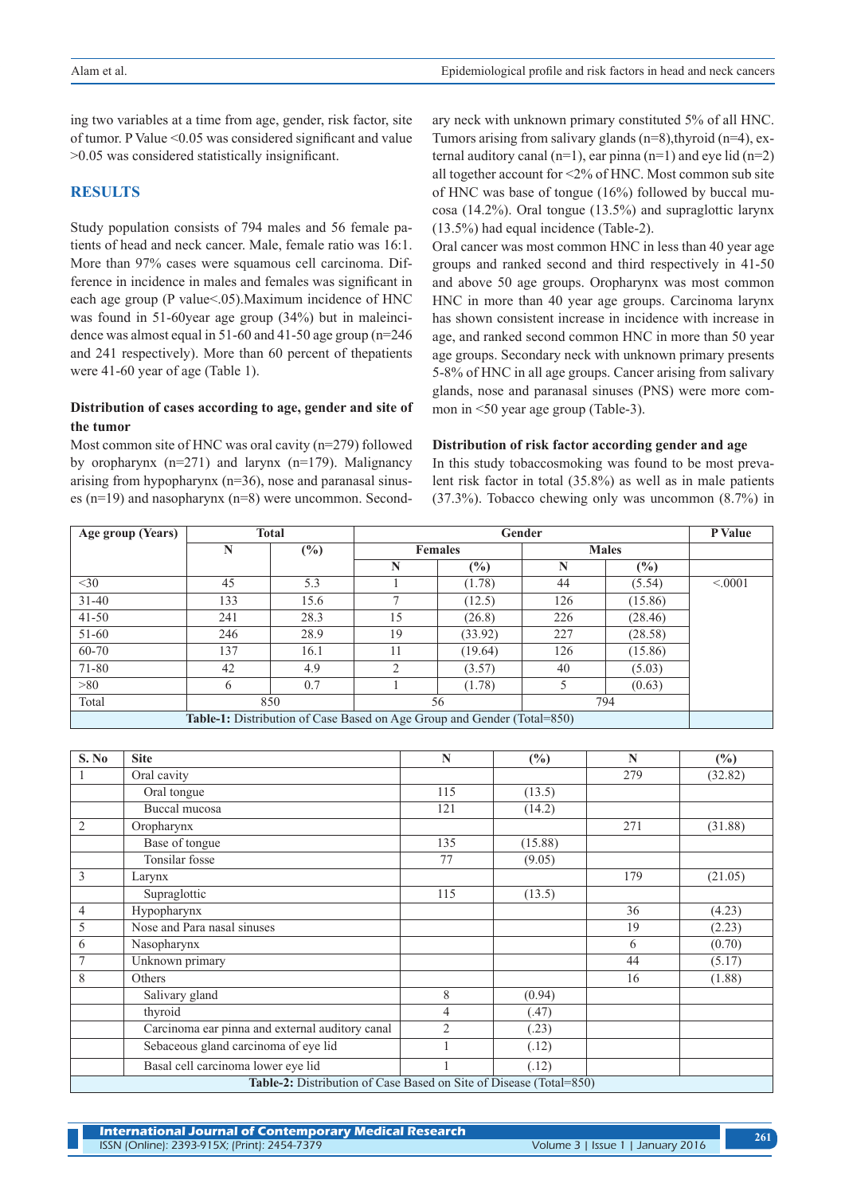ing two variables at a time from age, gender, risk factor, site of tumor. P Value <0.05 was considered significant and value >0.05 was considered statistically insignificant.

## RESULTS

Study population consists of 794 males and 56 female patients of head and neck cancer. Male, female ratio was 16:1. More than 97% cases were squamous cell carcinoma. Difference in incidence in males and females was significant in each age group (P value<.05).Maximum incidence of HNC was found in 51-60year age group (34%) but in maleincidence was almost equal in 51-60 and 41-50 age group (n=246 and 241 respectively). More than 60 percent of thepatients were 41-60 year of age (Table 1).

### Distribution of cases according to age, gender and site of the tumor

Most common site of HNC was oral cavity (n=279) followed by oropharynx (n=271) and larynx (n=179). Malignancy arising from hypopharynx (n=36), nose and paranasal sinuses (n=19) and nasopharynx (n=8) were uncommon. Secondary neck with unknown primary constituted 5% of all HNC. Tumors arising from salivary glands (n=8),thyroid (n=4), external auditory canal (n=1), ear pinna (n=1) and eye lid (n=2) all together account for <2% of HNC. Most common sub site of HNC was base of tongue (16%) followed by buccal mucosa (14.2%). Oral tongue (13.5%) and supraglottic larynx (13.5%) had equal incidence (Table-2).

Oral cancer was most common HNC in less than 40 year age groups and ranked second and third respectively in 41-50 and above 50 age groups. Oropharynx was most common HNC in more than 40 year age groups. Carcinoma larynx has shown consistent increase in incidence with increase in age, and ranked second common HNC in more than 50 year age groups. Secondary neck with unknown primary presents 5-8% of HNC in all age groups. Cancer arising from salivary glands, nose and paranasal sinuses (PNS) were more common in <50 year age group (Table-3).

### Distribution of risk factor according gender and age

In this study tobaccosmoking was found to be most prevalent risk factor in total (35.8%) as well as in male patients (37.3%). Tobacco chewing only was uncommon (8.7%) in

| Age group (Years) | Total | | Gender | | | | P Value |
|---|---|---|---|---|---|---|---|
| | N | (%) | Females | | Males | | |
| | | | N | (%) | N | (%) | |
| <30 | 45 | 5.3 | 1 | (1.78) | 44 | (5.54) | <.0001 |
| 31-40 | 133 | 15.6 | 7 | (12.5) | 126 | (15.86) | |
| 41-50 | 241 | 28.3 | 15 | (26.8) | 226 | (28.46) | |
| 51-60 | 246 | 28.9 | 19 | (33.92) | 227 | (28.58) | |
| 60-70 | 137 | 16.1 | 11 | (19.64) | 126 | (15.86) | |
| 71-80 | 42 | 4.9 | 2 | (3.57) | 40 | (5.03) | |
| >80 | 6 | 0.7 | 1 | (1.78) | 5 | (0.63) | |
| Total | 850 | | 56 | | 794 | | |

**Table-1:** Distribution of Case Based on Age Group and Gender (Total=850)

| S. No | Site | N | (%) | N | (%) |
|---|---|---|---|---|---|
| 1 | Oral cavity | | | 279 | (32.82) |
| | Oral tongue | 115 | (13.5) | | |
| | Buccal mucosa | 121 | (14.2) | | |
| 2 | Oropharynx | | | 271 | (31.88) |
| | Base of tongue | 135 | (15.88) | | |
| | Tonsilar fosse | 77 | (9.05) | | |
| 3 | Larynx | | | 179 | (21.05) |
| | Supraglottic | 115 | (13.5) | | |
| 4 | Hypopharynx | | | 36 | (4.23) |
| 5 | Nose and Para nasal sinuses | | | 19 | (2.23) |
| 6 | Nasopharynx | | | 6 | (0.70) |
| 7 | Unknown primary | | | 44 | (5.17) |
| 8 | Others | | | 16 | (1.88) |
| | Salivary gland | 8 | (0.94) | | |
| | thyroid | 4 | (.47) | | |
| | Carcinoma ear pinna and external auditory canal | 2 | (.23) | | |
| | Sebaceous gland carcinoma of eye lid | 1 | (.12) | | |
| | Basal cell carcinoma lower eye lid | 1 | (.12) | | |

**Table-2:** Distribution of Case Based on Site of Disease (Total=850)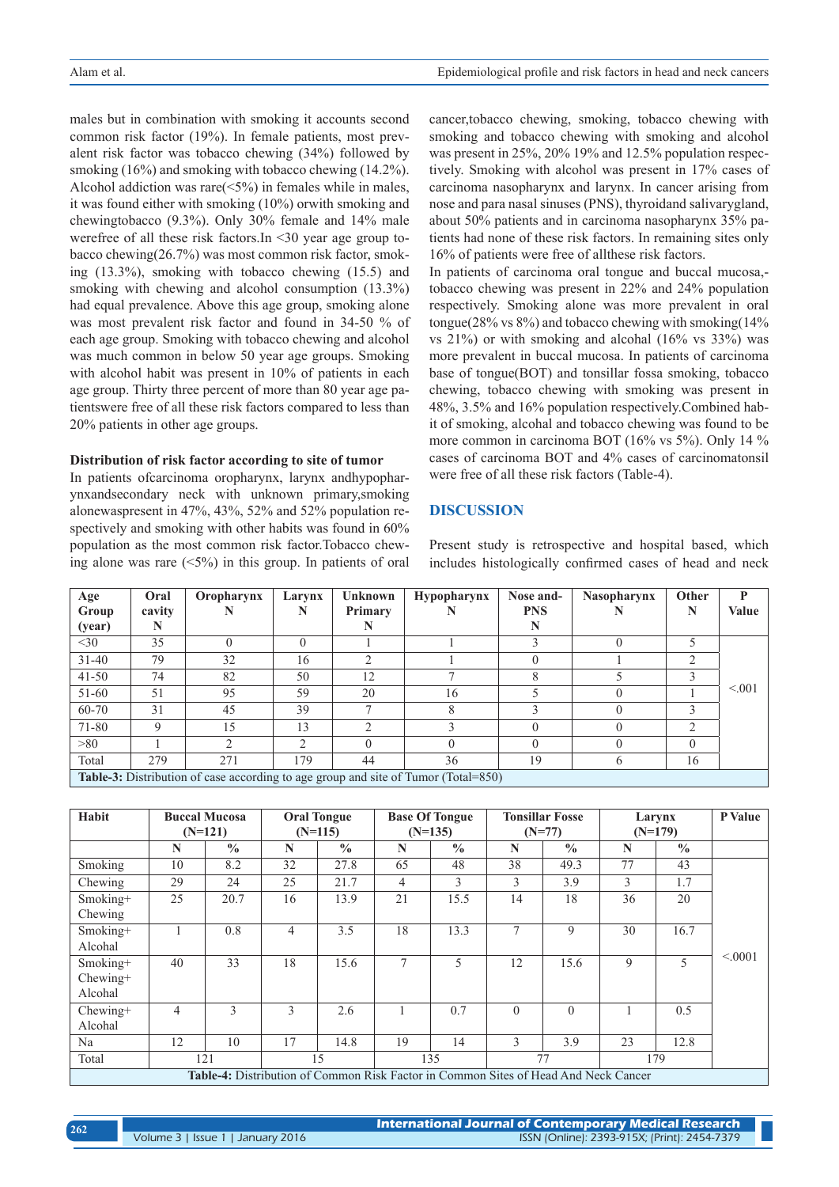males but in combination with smoking it accounts second common risk factor (19%). In female patients, most prevalent risk factor was tobacco chewing (34%) followed by smoking (16%) and smoking with tobacco chewing (14.2%). Alcohol addiction was rare(<5%) in females while in males, it was found either with smoking (10%) orwith smoking and chewingtobacco (9.3%). Only 30% female and 14% male werefree of all these risk factors.In <30 year age group tobacco chewing(26.7%) was most common risk factor, smoking (13.3%), smoking with tobacco chewing (15.5) and smoking with chewing and alcohol consumption (13.3%) had equal prevalence. Above this age group, smoking alone was most prevalent risk factor and found in 34-50 % of each age group. Smoking with tobacco chewing and alcohol was much common in below 50 year age groups. Smoking with alcohol habit was present in 10% of patients in each age group. Thirty three percent of more than 80 year age patientswere free of all these risk factors compared to less than 20% patients in other age groups.

#### Distribution of risk factor according to site of tumor

In patients ofcarcinoma oropharynx, larynx andhypopharynxandsecondary neck with unknown primary,smoking alonewaspresent in 47%, 43%, 52% and 52% population respectively and smoking with other habits was found in 60% population as the most common risk factor.Tobacco chewing alone was rare (<5%) in this group. In patients of oral cancer,tobacco chewing, smoking, tobacco chewing with smoking and tobacco chewing with smoking and alcohol was present in 25%, 20% 19% and 12.5% population respectively. Smoking with alcohol was present in 17% cases of carcinoma nasopharynx and larynx. In cancer arising from nose and para nasal sinuses (PNS), thyroidand salivarygland, about 50% patients and in carcinoma nasopharynx 35% patients had none of these risk factors. In remaining sites only 16% of patients were free of allthese risk factors.

In patients of carcinoma oral tongue and buccal mucosa,-tobacco chewing was present in 22% and 24% population respectively. Smoking alone was more prevalent in oral tongue(28% vs 8%) and tobacco chewing with smoking(14% vs 21%) or with smoking and alcohol (16% vs 33%) was more prevalent in buccal mucosa. In patients of carcinoma base of tongue(BOT) and tonsillar fossa smoking, tobacco chewing, tobacco chewing with smoking was present in 48%, 3.5% and 16% population respectively.Combined habit of smoking, alcohal and tobacco chewing was found to be more common in carcinoma BOT (16% vs 5%). Only 14 % cases of carcinoma BOT and 4% cases of carcinomatonsil were free of all these risk factors (Table-4).

## DISCUSSION

Present study is retrospective and hospital based, which includes histologically confirmed cases of head and neck

| Age Group (year) | Oral cavity N | Oropharynx N | Larynx N | Unknown Primary N | Hypopharynx N | Nose and-PNS N | Nasopharynx N | Other N | P Value |
|---|---|---|---|---|---|---|---|---|---|
| <30 | 35 | 0 | 0 | 1 | 1 | 3 | 0 | 5 | <.001 |
| 31-40 | 79 | 32 | 16 | 2 | 1 | 0 | 1 | 2 | |
| 41-50 | 74 | 82 | 50 | 12 | 7 | 8 | 5 | 3 | |
| 51-60 | 51 | 95 | 59 | 20 | 16 | 5 | 0 | 1 | |
| 60-70 | 31 | 45 | 39 | 7 | 8 | 3 | 0 | 3 | |
| 71-80 | 9 | 15 | 13 | 2 | 3 | 0 | 0 | 2 | |
| >80 | 1 | 2 | 2 | 0 | 0 | 0 | 0 | 0 | |
| Total | 279 | 271 | 179 | 44 | 36 | 19 | 6 | 16 | |

**Table-3:** Distribution of case according to age group and site of Tumor (Total=850)

| Habit | Buccal Mucosa (N=121) | | Oral Tongue (N=115) | | Base Of Tongue (N=135) | | Tonsillar Fosse (N=77) | | Larynx (N=179) | | P Value |
|---|---|---|---|---|---|---|---|---|---|---|---|
| | N | % | N | % | N | % | N | % | N | % | |
| Smoking | 10 | 8.2 | 32 | 27.8 | 65 | 48 | 38 | 49.3 | 77 | 43 | <.0001 |
| Chewing | 29 | 24 | 25 | 21.7 | 4 | 3 | 3 | 3.9 | 3 | 1.7 | |
| Smoking+ Chewing | 25 | 20.7 | 16 | 13.9 | 21 | 15.5 | 14 | 18 | 36 | 20 | |
| Smoking+ Alcohal | 1 | 0.8 | 4 | 3.5 | 18 | 13.3 | 7 | 9 | 30 | 16.7 | |
| Smoking+ Chewing+ Alcohal | 40 | 33 | 18 | 15.6 | 7 | 5 | 12 | 15.6 | 9 | 5 | |
| Chewing+ Alcohal | 4 | 3 | 3 | 2.6 | 1 | 0.7 | 0 | 0 | 1 | 0.5 | |
| Na | 12 | 10 | 17 | 14.8 | 19 | 14 | 3 | 3.9 | 23 | 12.8 | |
| Total | 121 | | 15 | | 135 | | 77 | | 179 | | |

**Table-4:** Distribution of Common Risk Factor in Common Sites of Head And Neck Cancer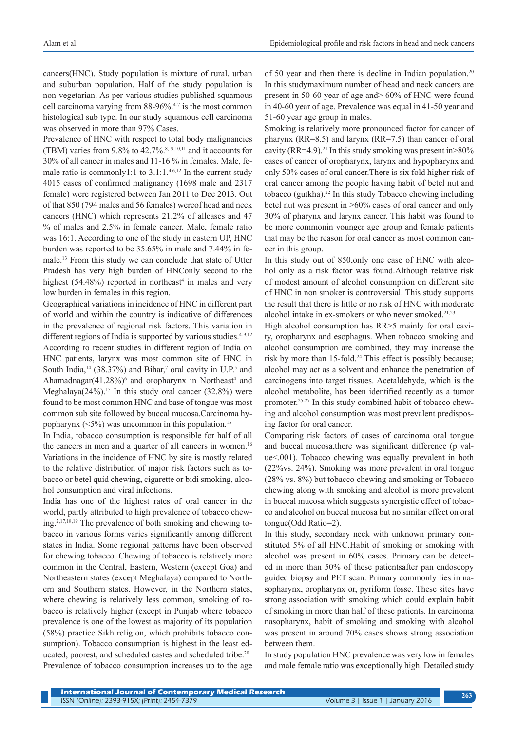cancers(HNC). Study population is mixture of rural, urban and suburban population. Half of the study population is non vegetarian. As per various studies published squamous cell carcinoma varying from 88-96%.[4-7] is the most common histological sub type. In our study squamous cell carcinoma was observed in more than 97% Cases.

Prevalence of HNC with respect to total body malignancies (TBM) varies from 9.8% to 42.7%.[8, 9,10,11] and it accounts for 30% of all cancer in males and 11-16 % in females. Male, female ratio is commonly1:1 to 3.1:1.[4,6,12] In the current study 4015 cases of confirmed malignancy (1698 male and 2317 female) were registered between Jan 2011 to Dec 2013. Out of that 850 (794 males and 56 females) wereof head and neck cancers (HNC) which represents 21.2% of allcases and 47 % of males and 2.5% in female cancer. Male, female ratio was 16:1. According to one of the study in eastern UP, HNC burden was reported to be 35.65% in male and 7.44% in female.[13] From this study we can conclude that state of Utter Pradesh has very high burden of HNConly second to the highest (54.48%) reported in northeast[4] in males and very low burden in females in this region.

Geographical variations in incidence of HNC in different part of world and within the country is indicative of differences in the prevalence of regional risk factors. This variation in different regions of India is supported by various studies.[4-9,12] According to recent studies in different region of India on HNC patients, larynx was most common site of HNC in South India,[14] (38.37%) and Bihar,[7] oral cavity in U.P.[5] and Ahamadnagar(41.28%)[6] and oropharynx in Northeast[4] and Meghalaya(24%).[15] In this study oral cancer (32.8%) were found to be most common HNC and base of tongue was most common sub site followed by buccal mucosa.Carcinoma hypopharynx (<5%) was uncommon in this population.[15]

In India, tobacco consumption is responsible for half of all the cancers in men and a quarter of all cancers in women.[16] Variations in the incidence of HNC by site is mostly related to the relative distribution of major risk factors such as tobacco or betel quid chewing, cigarette or bidi smoking, alcohol consumption and viral infections.

India has one of the highest rates of oral cancer in the world, partly attributed to high prevalence of tobacco chewing.[2,17,18,19] The prevalence of both smoking and chewing tobacco in various forms varies significantly among different states in India. Some regional patterns have been observed for chewing tobacco. Chewing of tobacco is relatively more common in the Central, Eastern, Western (except Goa) and Northeastern states (except Meghalaya) compared to Northern and Southern states. However, in the Northern states, where chewing is relatively less common, smoking of tobacco is relatively higher (except in Punjab where tobacco prevalence is one of the lowest as majority of its population (58%) practice Sikh religion, which prohibits tobacco consumption). Tobacco consumption is highest in the least educated, poorest, and scheduled castes and scheduled tribe.[20]

Prevalence of tobacco consumption increases up to the age of 50 year and then there is decline in Indian population.[20] In this studymaximum number of head and neck cancers are present in 50-60 year of age and> 60% of HNC were found in 40-60 year of age. Prevalence was equal in 41-50 year and 51-60 year age group in males.

Smoking is relatively more pronounced factor for cancer of pharynx (RR=8.5) and larynx (RR=7.5) than cancer of oral cavity (RR=4.9).[21] In this study smoking was present in>80% cases of cancer of oropharynx, larynx and hypopharynx and only 50% cases of oral cancer.There is six fold higher risk of oral cancer among the people having habit of betel nut and tobacco (gutkha).[22] In this study Tobacco chewing including betel nut was present in >60% cases of oral cancer and only 30% of pharynx and larynx cancer. This habit was found to be more commonin younger age group and female patients that may be the reason for oral cancer as most common cancer in this group.

In this study out of 850,only one case of HNC with alcohol only as a risk factor was found.Although relative risk of modest amount of alcohol consumption on different site of HNC in non smoker is controversial. This study supports the result that there is little or no risk of HNC with moderate alcohol intake in ex-smokers or who never smoked.[21,23]

High alcohol consumption has RR>5 mainly for oral cavity, oropharynx and esophagus. When tobacco smoking and alcohol consumption are combined, they may increase the risk by more than 15-fold.[24] This effect is possibly because; alcohol may act as a solvent and enhance the penetration of carcinogens into target tissues. Acetaldehyde, which is the alcohol metabolite, has been identified recently as a tumor promoter.[25-27] In this study combined habit of tobacco chewing and alcohol consumption was most prevalent predisposing factor for oral cancer.

Comparing risk factors of cases of carcinoma oral tongue and buccal mucosa,there was significant difference (p value<.001). Tobacco chewing was equally prevalent in both (22%vs. 24%). Smoking was more prevalent in oral tongue (28% vs. 8%) but tobacco chewing and smoking or Tobacco chewing along with smoking and alcohol is more prevalent in buccal mucosa which suggests synergistic effect of tobacco and alcohol on buccal mucosa but no similar effect on oral tongue(Odd Ratio=2).

In this study, secondary neck with unknown primary constituted 5% of all HNC.Habit of smoking or smoking with alcohol was present in 60% cases. Primary can be detected in more than 50% of these patientsafter pan endoscopy guided biopsy and PET scan. Primary commonly lies in nasopharynx, oropharynx or, pyriform fosse. These sites have strong association with smoking which could explain habit of smoking in more than half of these patients. In carcinoma nasopharynx, habit of smoking and smoking with alcohol was present in around 70% cases shows strong association between them.

In study population HNC prevalence was very low in females and male female ratio was exceptionally high. Detailed study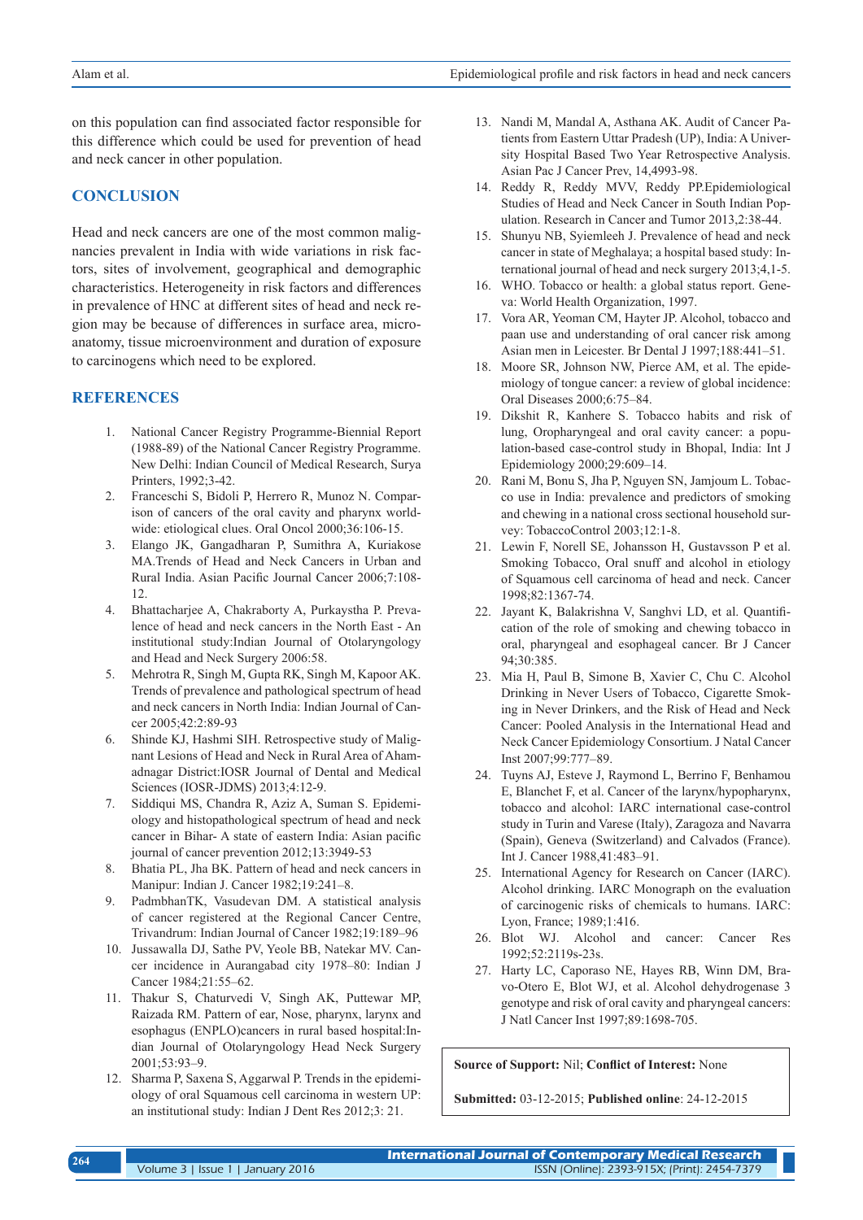on this population can find associated factor responsible for this difference which could be used for prevention of head and neck cancer in other population.

## CONCLUSION

Head and neck cancers are one of the most common malignancies prevalent in India with wide variations in risk factors, sites of involvement, geographical and demographic characteristics. Heterogeneity in risk factors and differences in prevalence of HNC at different sites of head and neck region may be because of differences in surface area, microanatomy, tissue microenvironment and duration of exposure to carcinogens which need to be explored.

## REFERENCES

1. National Cancer Registry Programme-Biennial Report (1988-89) of the National Cancer Registry Programme. New Delhi: Indian Council of Medical Research, Surya Printers, 1992;3-42.
2. Franceschi S, Bidoli P, Herrero R, Munoz N. Comparison of cancers of the oral cavity and pharynx worldwide: etiological clues. Oral Oncol 2000;36:106-15.
3. Elango JK, Gangadharan P, Sumithra A, Kuriakose MA.Trends of Head and Neck Cancers in Urban and Rural India. Asian Pacific Journal Cancer 2006;7:108-12.
4. Bhattacharjee A, Chakraborty A, Purkaystha P. Prevalence of head and neck cancers in the North East - An institutional study:Indian Journal of Otolaryngology and Head and Neck Surgery 2006:58.
5. Mehrotra R, Singh M, Gupta RK, Singh M, Kapoor AK. Trends of prevalence and pathological spectrum of head and neck cancers in North India: Indian Journal of Cancer 2005;42:2:89-93
6. Shinde KJ, Hashmi SIH. Retrospective study of Malignant Lesions of Head and Neck in Rural Area of Ahamadnagar District:IOSR Journal of Dental and Medical Sciences (IOSR-JDMS) 2013;4:12-9.
7. Siddiqui MS, Chandra R, Aziz A, Suman S. Epidemiology and histopathological spectrum of head and neck cancer in Bihar- A state of eastern India: Asian pacific journal of cancer prevention 2012;13:3949-53
8. Bhatia PL, Jha BK. Pattern of head and neck cancers in Manipur: Indian J. Cancer 1982;19:241–8.
9. PadmbhanTK, Vasudevan DM. A statistical analysis of cancer registered at the Regional Cancer Centre, Trivandrum: Indian Journal of Cancer 1982;19:189–96
10. Jussawalla DJ, Sathe PV, Yeole BB, Natekar MV. Cancer incidence in Aurangabad city 1978–80: Indian J Cancer 1984;21:55–62.
11. Thakur S, Chaturvedi V, Singh AK, Puttewar MP, Raizada RM. Pattern of ear, Nose, pharynx, larynx and esophagus (ENPLO)cancers in rural based hospital:Indian Journal of Otolaryngology Head Neck Surgery 2001;53:93–9.
12. Sharma P, Saxena S, Aggarwal P. Trends in the epidemiology of oral Squamous cell carcinoma in western UP: an institutional study: Indian J Dent Res 2012;3: 21.
13. Nandi M, Mandal A, Asthana AK. Audit of Cancer Patients from Eastern Uttar Pradesh (UP), India: A University Hospital Based Two Year Retrospective Analysis. Asian Pac J Cancer Prev, 14,4993-98.
14. Reddy R, Reddy MVV, Reddy PP.Epidemiological Studies of Head and Neck Cancer in South Indian Population. Research in Cancer and Tumor 2013,2:38-44.
15. Shunyu NB, Syiemleeh J. Prevalence of head and neck cancer in state of Meghalaya; a hospital based study: International journal of head and neck surgery 2013;4,1-5.
16. WHO. Tobacco or health: a global status report. Geneva: World Health Organization, 1997.
17. Vora AR, Yeoman CM, Hayter JP. Alcohol, tobacco and paan use and understanding of oral cancer risk among Asian men in Leicester. Br Dental J 1997;188:441–51.
18. Moore SR, Johnson NW, Pierce AM, et al. The epidemiology of tongue cancer: a review of global incidence: Oral Diseases 2000;6:75–84.
19. Dikshit R, Kanhere S. Tobacco habits and risk of lung, Oropharyngeal and oral cavity cancer: a population-based case-control study in Bhopal, India: Int J Epidemiology 2000;29:609–14.
20. Rani M, Bonu S, Jha P, Nguyen SN, Jamjoum L. Tobacco use in India: prevalence and predictors of smoking and chewing in a national cross sectional household survey: TobaccoControl 2003;12:1-8.
21. Lewin F, Norell SE, Johansson H, Gustavsson P et al. Smoking Tobacco, Oral snuff and alcohol in etiology of Squamous cell carcinoma of head and neck. Cancer 1998;82:1367-74.
22. Jayant K, Balakrishna V, Sanghvi LD, et al. Quantification of the role of smoking and chewing tobacco in oral, pharyngeal and esophageal cancer. Br J Cancer 94;30:385.
23. Mia H, Paul B, Simone B, Xavier C, Chu C. Alcohol Drinking in Never Users of Tobacco, Cigarette Smoking in Never Drinkers, and the Risk of Head and Neck Cancer: Pooled Analysis in the International Head and Neck Cancer Epidemiology Consortium. J Natal Cancer Inst 2007;99:777–89.
24. Tuyns AJ, Esteve J, Raymond L, Berrino F, Benhamou E, Blanchet F, et al. Cancer of the larynx/hypopharynx, tobacco and alcohol: IARC international case-control study in Turin and Varese (Italy), Zaragoza and Navarra (Spain), Geneva (Switzerland) and Calvados (France). Int J. Cancer 1988,41:483–91.
25. International Agency for Research on Cancer (IARC). Alcohol drinking. IARC Monograph on the evaluation of carcinogenic risks of chemicals to humans. IARC: Lyon, France; 1989;1:416.
26. Blot WJ. Alcohol and cancer: Cancer Res 1992;52:2119s-23s.
27. Harty LC, Caporaso NE, Hayes RB, Winn DM, Bravo-Otero E, Blot WJ, et al. Alcohol dehydrogenase 3 genotype and risk of oral cavity and pharyngeal cancers: J Natl Cancer Inst 1997;89:1698-705.

**Source of Support:** Nil; **Conflict of Interest:** None

**Submitted:** 03-12-2015; **Published online**: 24-12-2015